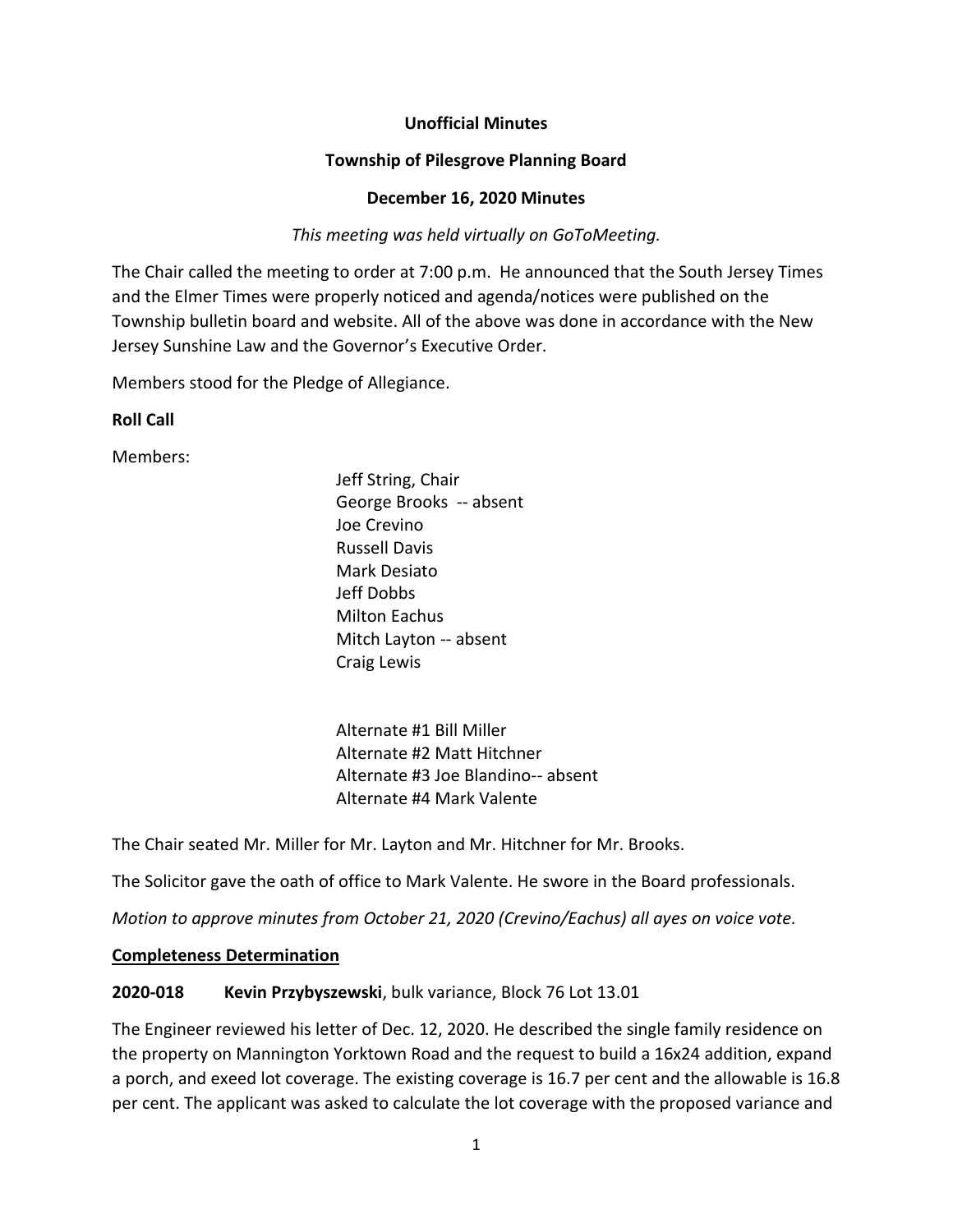**Unofficial Minutes**

**Township of Pilesgrove Planning Board**

**December 16, 2020 Minutes**

*This meeting was held virtually on GoToMeeting.*

The Chair called the meeting to order at 7:00 p.m. He announced that the South Jersey Times and the Elmer Times were properly noticed and agenda/notices were published on the Township bulletin board and website. All of the above was done in accordance with the New Jersey Sunshine Law and the Governor's Executive Order.

Members stood for the Pledge of Allegiance.

**Roll Call**

Members:

Jeff String, Chair
George Brooks -- absent
Joe Crevino
Russell Davis
Mark Desiato
Jeff Dobbs
Milton Eachus
Mitch Layton -- absent
Craig Lewis

Alternate #1 Bill Miller
Alternate #2 Matt Hitchner
Alternate #3 Joe Blandino-- absent
Alternate #4 Mark Valente

The Chair seated Mr. Miller for Mr. Layton and Mr. Hitchner for Mr. Brooks.

The Solicitor gave the oath of office to Mark Valente. He swore in the Board professionals.

*Motion to approve minutes from October 21, 2020 (Crevino/Eachus) all ayes on voice vote.*

**Completeness Determination**

**2020-018 Kevin Przybyszewski**, bulk variance, Block 76 Lot 13.01

The Engineer reviewed his letter of Dec. 12, 2020. He described the single family residence on the property on Mannington Yorktown Road and the request to build a 16x24 addition, expand a porch, and exeed lot coverage. The existing coverage is 16.7 per cent and the allowable is 16.8 per cent. The applicant was asked to calculate the lot coverage with the proposed variance and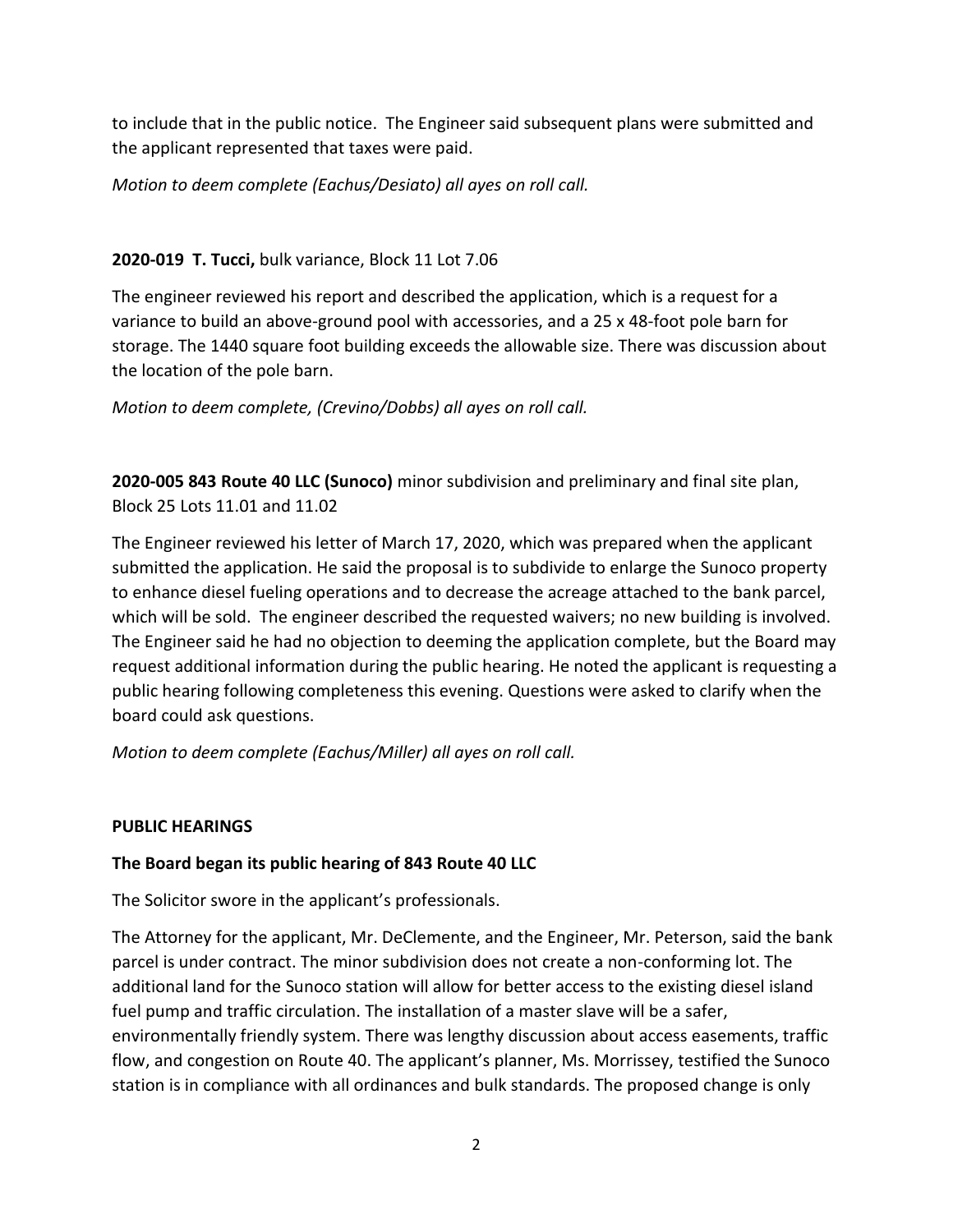to include that in the public notice. The Engineer said subsequent plans were submitted and the applicant represented that taxes were paid.

*Motion to deem complete (Eachus/Desiato) all ayes on roll call.*

**2020-019 T. Tucci,** bulk variance, Block 11 Lot 7.06

The engineer reviewed his report and described the application, which is a request for a variance to build an above-ground pool with accessories, and a 25 x 48-foot pole barn for storage. The 1440 square foot building exceeds the allowable size. There was discussion about the location of the pole barn.

*Motion to deem complete, (Crevino/Dobbs) all ayes on roll call.*

**2020-005 843 Route 40 LLC (Sunoco)** minor subdivision and preliminary and final site plan, Block 25 Lots 11.01 and 11.02

The Engineer reviewed his letter of March 17, 2020, which was prepared when the applicant submitted the application. He said the proposal is to subdivide to enlarge the Sunoco property to enhance diesel fueling operations and to decrease the acreage attached to the bank parcel, which will be sold. The engineer described the requested waivers; no new building is involved. The Engineer said he had no objection to deeming the application complete, but the Board may request additional information during the public hearing. He noted the applicant is requesting a public hearing following completeness this evening. Questions were asked to clarify when the board could ask questions.

*Motion to deem complete (Eachus/Miller) all ayes on roll call.*

**PUBLIC HEARINGS**

**The Board began its public hearing of 843 Route 40 LLC**

The Solicitor swore in the applicant's professionals.

The Attorney for the applicant, Mr. DeClemente, and the Engineer, Mr. Peterson, said the bank parcel is under contract. The minor subdivision does not create a non-conforming lot. The additional land for the Sunoco station will allow for better access to the existing diesel island fuel pump and traffic circulation. The installation of a master slave will be a safer, environmentally friendly system. There was lengthy discussion about access easements, traffic flow, and congestion on Route 40. The applicant's planner, Ms. Morrissey, testified the Sunoco station is in compliance with all ordinances and bulk standards. The proposed change is only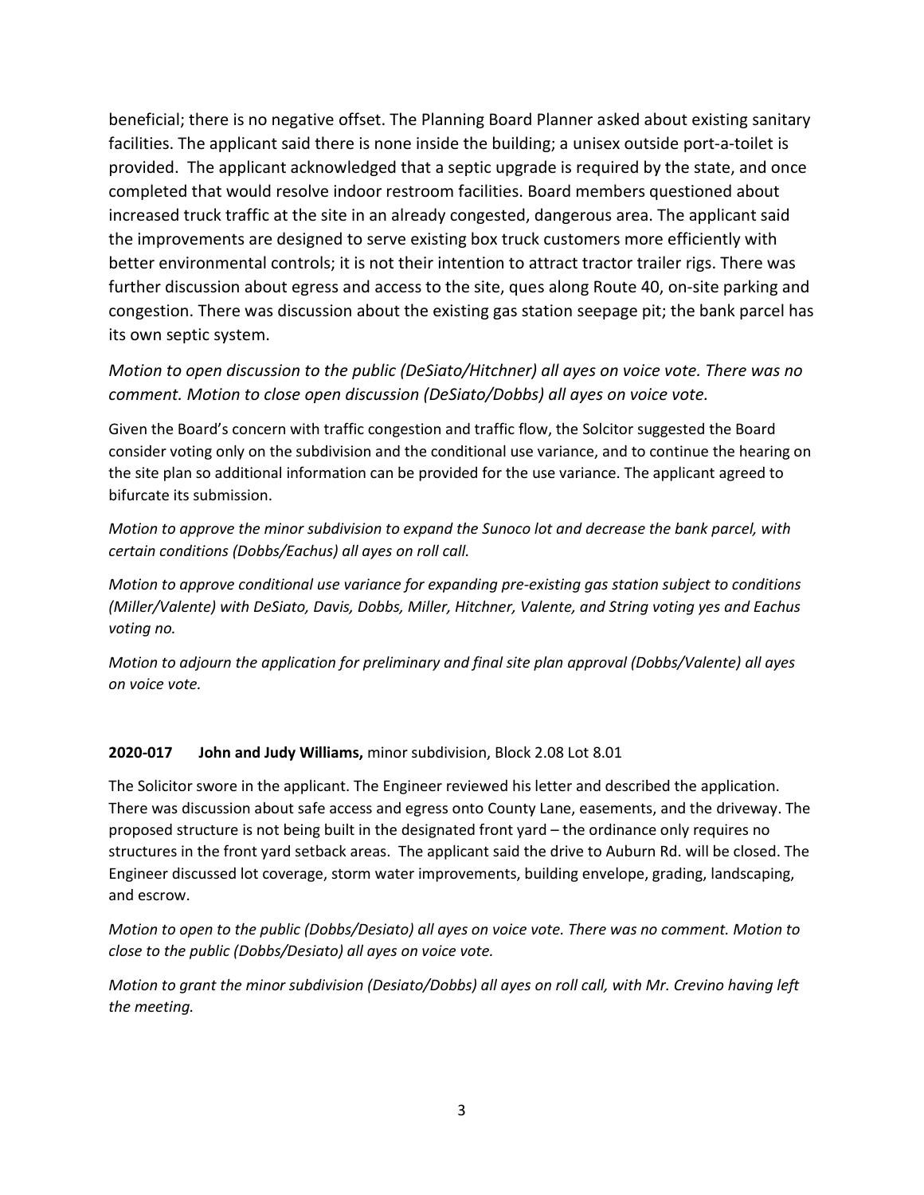beneficial; there is no negative offset. The Planning Board Planner asked about existing sanitary facilities. The applicant said there is none inside the building; a unisex outside port-a-toilet is provided. The applicant acknowledged that a septic upgrade is required by the state, and once completed that would resolve indoor restroom facilities. Board members questioned about increased truck traffic at the site in an already congested, dangerous area. The applicant said the improvements are designed to serve existing box truck customers more efficiently with better environmental controls; it is not their intention to attract tractor trailer rigs. There was further discussion about egress and access to the site, ques along Route 40, on-site parking and congestion. There was discussion about the existing gas station seepage pit; the bank parcel has its own septic system.

*Motion to open discussion to the public (DeSiato/Hitchner) all ayes on voice vote. There was no comment. Motion to close open discussion (DeSiato/Dobbs) all ayes on voice vote.*

Given the Board's concern with traffic congestion and traffic flow, the Solcitor suggested the Board consider voting only on the subdivision and the conditional use variance, and to continue the hearing on the site plan so additional information can be provided for the use variance. The applicant agreed to bifurcate its submission.

*Motion to approve the minor subdivision to expand the Sunoco lot and decrease the bank parcel, with certain conditions (Dobbs/Eachus) all ayes on roll call.*

*Motion to approve conditional use variance for expanding pre-existing gas station subject to conditions (Miller/Valente) with DeSiato, Davis, Dobbs, Miller, Hitchner, Valente, and String voting yes and Eachus voting no.*

*Motion to adjourn the application for preliminary and final site plan approval (Dobbs/Valente) all ayes on voice vote.*

**2020-017 John and Judy Williams,** minor subdivision, Block 2.08 Lot 8.01

The Solicitor swore in the applicant. The Engineer reviewed his letter and described the application. There was discussion about safe access and egress onto County Lane, easements, and the driveway. The proposed structure is not being built in the designated front yard – the ordinance only requires no structures in the front yard setback areas. The applicant said the drive to Auburn Rd. will be closed. The Engineer discussed lot coverage, storm water improvements, building envelope, grading, landscaping, and escrow.

*Motion to open to the public (Dobbs/Desiato) all ayes on voice vote. There was no comment. Motion to close to the public (Dobbs/Desiato) all ayes on voice vote.*

*Motion to grant the minor subdivision (Desiato/Dobbs) all ayes on roll call, with Mr. Crevino having left the meeting.*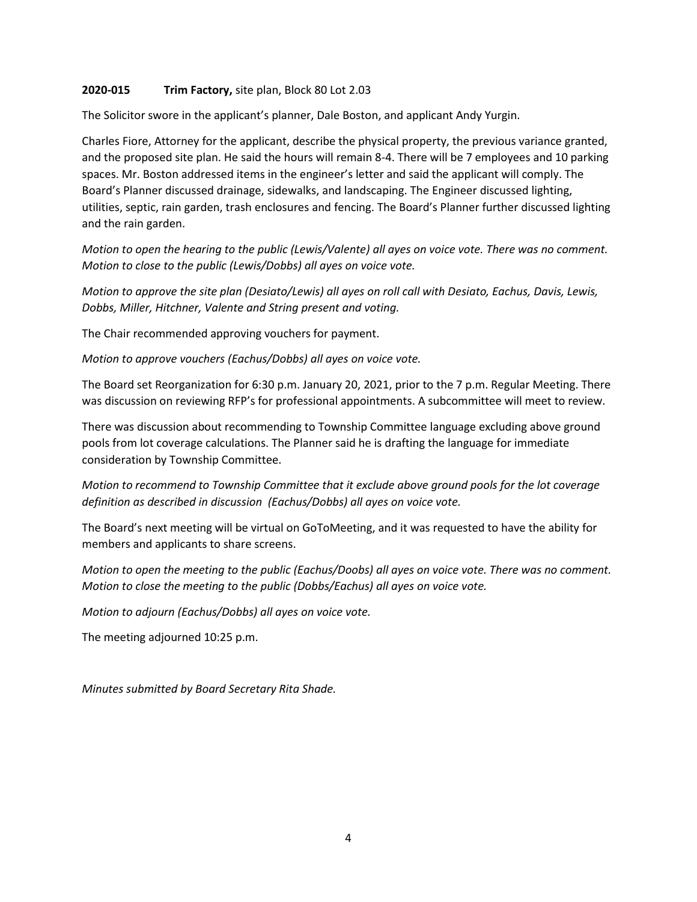**2020-015 Trim Factory,** site plan, Block 80 Lot 2.03

The Solicitor swore in the applicant's planner, Dale Boston, and applicant Andy Yurgin.

Charles Fiore, Attorney for the applicant, describe the physical property, the previous variance granted, and the proposed site plan. He said the hours will remain 8-4. There will be 7 employees and 10 parking spaces. Mr. Boston addressed items in the engineer's letter and said the applicant will comply. The Board's Planner discussed drainage, sidewalks, and landscaping. The Engineer discussed lighting, utilities, septic, rain garden, trash enclosures and fencing. The Board's Planner further discussed lighting and the rain garden.

*Motion to open the hearing to the public (Lewis/Valente) all ayes on voice vote. There was no comment. Motion to close to the public (Lewis/Dobbs) all ayes on voice vote.*

*Motion to approve the site plan (Desiato/Lewis) all ayes on roll call with Desiato, Eachus, Davis, Lewis, Dobbs, Miller, Hitchner, Valente and String present and voting.*

The Chair recommended approving vouchers for payment.

*Motion to approve vouchers (Eachus/Dobbs) all ayes on voice vote.*

The Board set Reorganization for 6:30 p.m. January 20, 2021, prior to the 7 p.m. Regular Meeting. There was discussion on reviewing RFP's for professional appointments. A subcommittee will meet to review.

There was discussion about recommending to Township Committee language excluding above ground pools from lot coverage calculations. The Planner said he is drafting the language for immediate consideration by Township Committee.

*Motion to recommend to Township Committee that it exclude above ground pools for the lot coverage definition as described in discussion (Eachus/Dobbs) all ayes on voice vote.*

The Board's next meeting will be virtual on GoToMeeting, and it was requested to have the ability for members and applicants to share screens.

*Motion to open the meeting to the public (Eachus/Doobs) all ayes on voice vote. There was no comment. Motion to close the meeting to the public (Dobbs/Eachus) all ayes on voice vote.*

*Motion to adjourn (Eachus/Dobbs) all ayes on voice vote.*

The meeting adjourned 10:25 p.m.

*Minutes submitted by Board Secretary Rita Shade.*